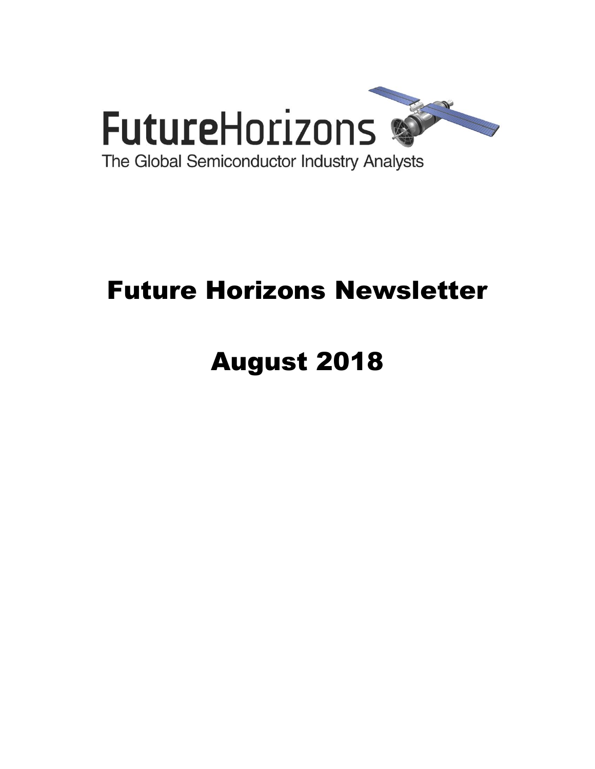FutureHorizons

The Global Semiconductor Industry Analysts

# Future Horizons Newsletter

# August 2018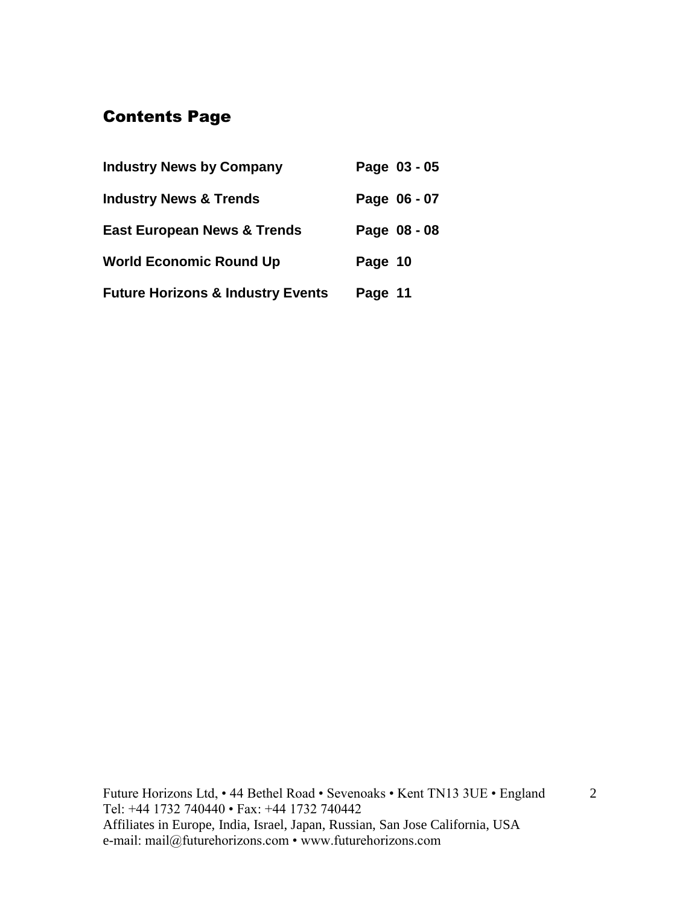## Contents Page

| | |
|---|---|
| **Industry News by Company** | **Page 03 - 05** |
| **Industry News & Trends** | **Page 06 - 07** |
| **East European News & Trends** | **Page 08 - 08** |
| **World Economic Round Up** | **Page 10** |
| **Future Horizons & Industry Events** | **Page 11** |

Future Horizons Ltd, • 44 Bethel Road • Sevenoaks • Kent TN13 3UE • England
Tel: +44 1732 740440 • Fax: +44 1732 740442
Affiliates in Europe, India, Israel, Japan, Russian, San Jose California, USA
e-mail: mail@futurehorizons.com • www.futurehorizons.com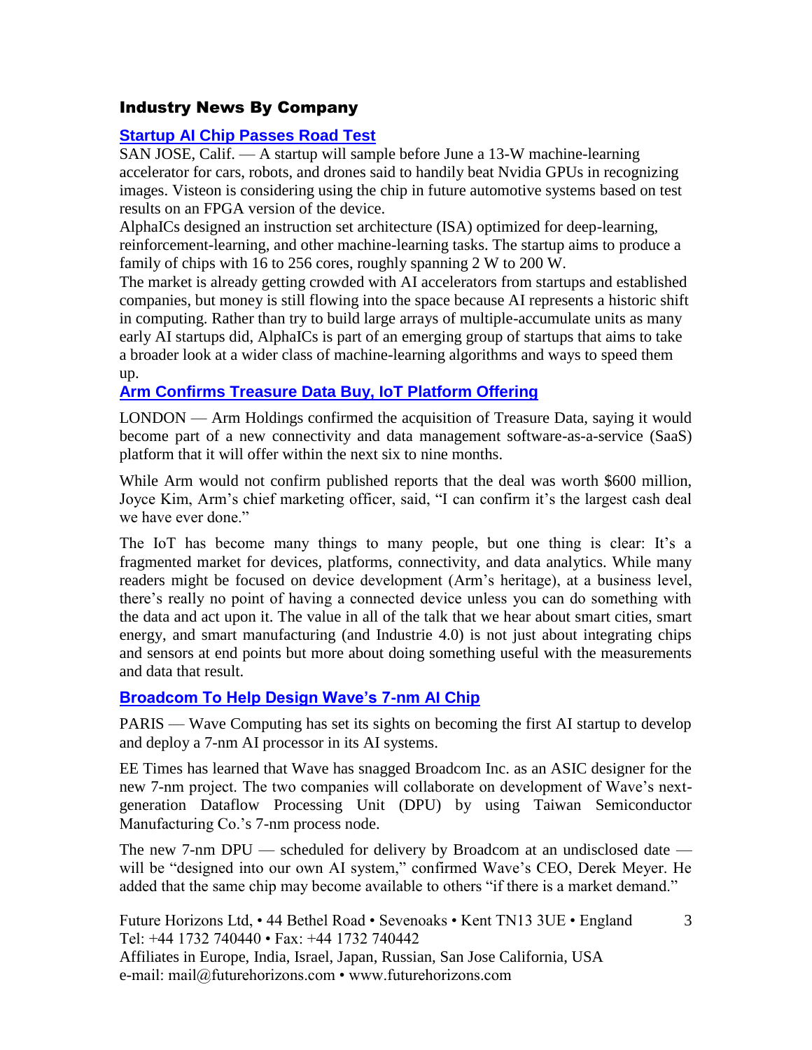## Industry News By Company

### Startup AI Chip Passes Road Test

SAN JOSE, Calif. — A startup will sample before June a 13-W machine-learning accelerator for cars, robots, and drones said to handily beat Nvidia GPUs in recognizing images. Visteon is considering using the chip in future automotive systems based on test results on an FPGA version of the device.

AlphaICs designed an instruction set architecture (ISA) optimized for deep-learning, reinforcement-learning, and other machine-learning tasks. The startup aims to produce a family of chips with 16 to 256 cores, roughly spanning 2 W to 200 W.

The market is already getting crowded with AI accelerators from startups and established companies, but money is still flowing into the space because AI represents a historic shift in computing. Rather than try to build large arrays of multiple-accumulate units as many early AI startups did, AlphaICs is part of an emerging group of startups that aims to take a broader look at a wider class of machine-learning algorithms and ways to speed them up.

### Arm Confirms Treasure Data Buy, IoT Platform Offering

LONDON — Arm Holdings confirmed the acquisition of Treasure Data, saying it would become part of a new connectivity and data management software-as-a-service (SaaS) platform that it will offer within the next six to nine months.

While Arm would not confirm published reports that the deal was worth $600 million, Joyce Kim, Arm's chief marketing officer, said, "I can confirm it's the largest cash deal we have ever done."

The IoT has become many things to many people, but one thing is clear: It's a fragmented market for devices, platforms, connectivity, and data analytics. While many readers might be focused on device development (Arm's heritage), at a business level, there's really no point of having a connected device unless you can do something with the data and act upon it. The value in all of the talk that we hear about smart cities, smart energy, and smart manufacturing (and Industrie 4.0) is not just about integrating chips and sensors at end points but more about doing something useful with the measurements and data that result.

### Broadcom To Help Design Wave's 7-nm AI Chip

PARIS — Wave Computing has set its sights on becoming the first AI startup to develop and deploy a 7-nm AI processor in its AI systems.

EE Times has learned that Wave has snagged Broadcom Inc. as an ASIC designer for the new 7-nm project. The two companies will collaborate on development of Wave's next-generation Dataflow Processing Unit (DPU) by using Taiwan Semiconductor Manufacturing Co.'s 7-nm process node.

The new 7-nm DPU — scheduled for delivery by Broadcom at an undisclosed date — will be "designed into our own AI system," confirmed Wave's CEO, Derek Meyer. He added that the same chip may become available to others "if there is a market demand."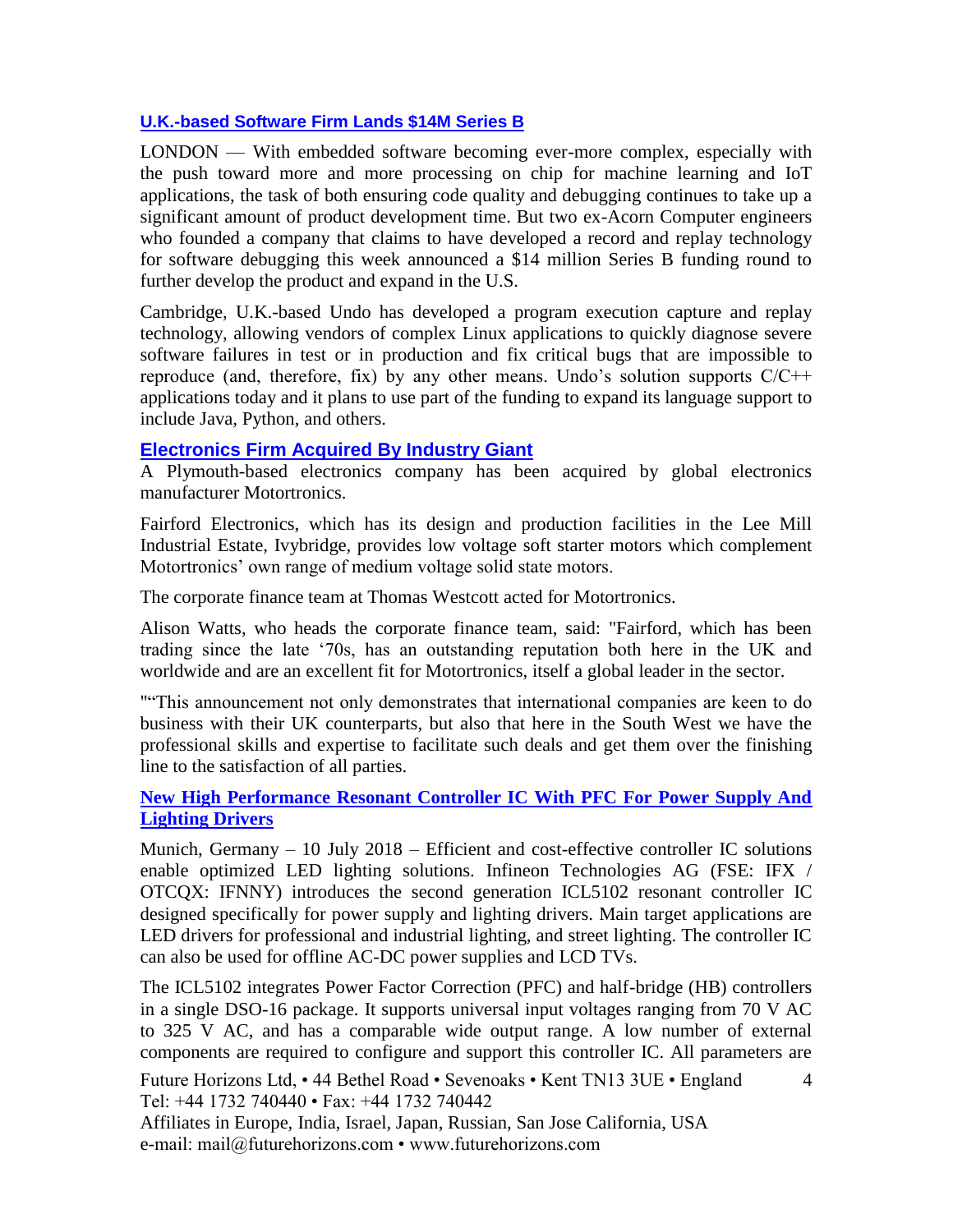## U.K.-based Software Firm Lands $14M Series B

LONDON — With embedded software becoming ever-more complex, especially with the push toward more and more processing on chip for machine learning and IoT applications, the task of both ensuring code quality and debugging continues to take up a significant amount of product development time. But two ex-Acorn Computer engineers who founded a company that claims to have developed a record and replay technology for software debugging this week announced a $14 million Series B funding round to further develop the product and expand in the U.S.

Cambridge, U.K.-based Undo has developed a program execution capture and replay technology, allowing vendors of complex Linux applications to quickly diagnose severe software failures in test or in production and fix critical bugs that are impossible to reproduce (and, therefore, fix) by any other means. Undo's solution supports C/C++ applications today and it plans to use part of the funding to expand its language support to include Java, Python, and others.

## Electronics Firm Acquired By Industry Giant

A Plymouth-based electronics company has been acquired by global electronics manufacturer Motortronics.

Fairford Electronics, which has its design and production facilities in the Lee Mill Industrial Estate, Ivybridge, provides low voltage soft starter motors which complement Motortronics' own range of medium voltage solid state motors.

The corporate finance team at Thomas Westcott acted for Motortronics.

Alison Watts, who heads the corporate finance team, said: "Fairford, which has been trading since the late '70s, has an outstanding reputation both here in the UK and worldwide and are an excellent fit for Motortronics, itself a global leader in the sector.

""This announcement not only demonstrates that international companies are keen to do business with their UK counterparts, but also that here in the South West we have the professional skills and expertise to facilitate such deals and get them over the finishing line to the satisfaction of all parties.

## New High Performance Resonant Controller IC With PFC For Power Supply And Lighting Drivers

Munich, Germany – 10 July 2018 – Efficient and cost-effective controller IC solutions enable optimized LED lighting solutions. Infineon Technologies AG (FSE: IFX / OTCQX: IFNNY) introduces the second generation ICL5102 resonant controller IC designed specifically for power supply and lighting drivers. Main target applications are LED drivers for professional and industrial lighting, and street lighting. The controller IC can also be used for offline AC-DC power supplies and LCD TVs.

The ICL5102 integrates Power Factor Correction (PFC) and half-bridge (HB) controllers in a single DSO-16 package. It supports universal input voltages ranging from 70 V AC to 325 V AC, and has a comparable wide output range. A low number of external components are required to configure and support this controller IC. All parameters are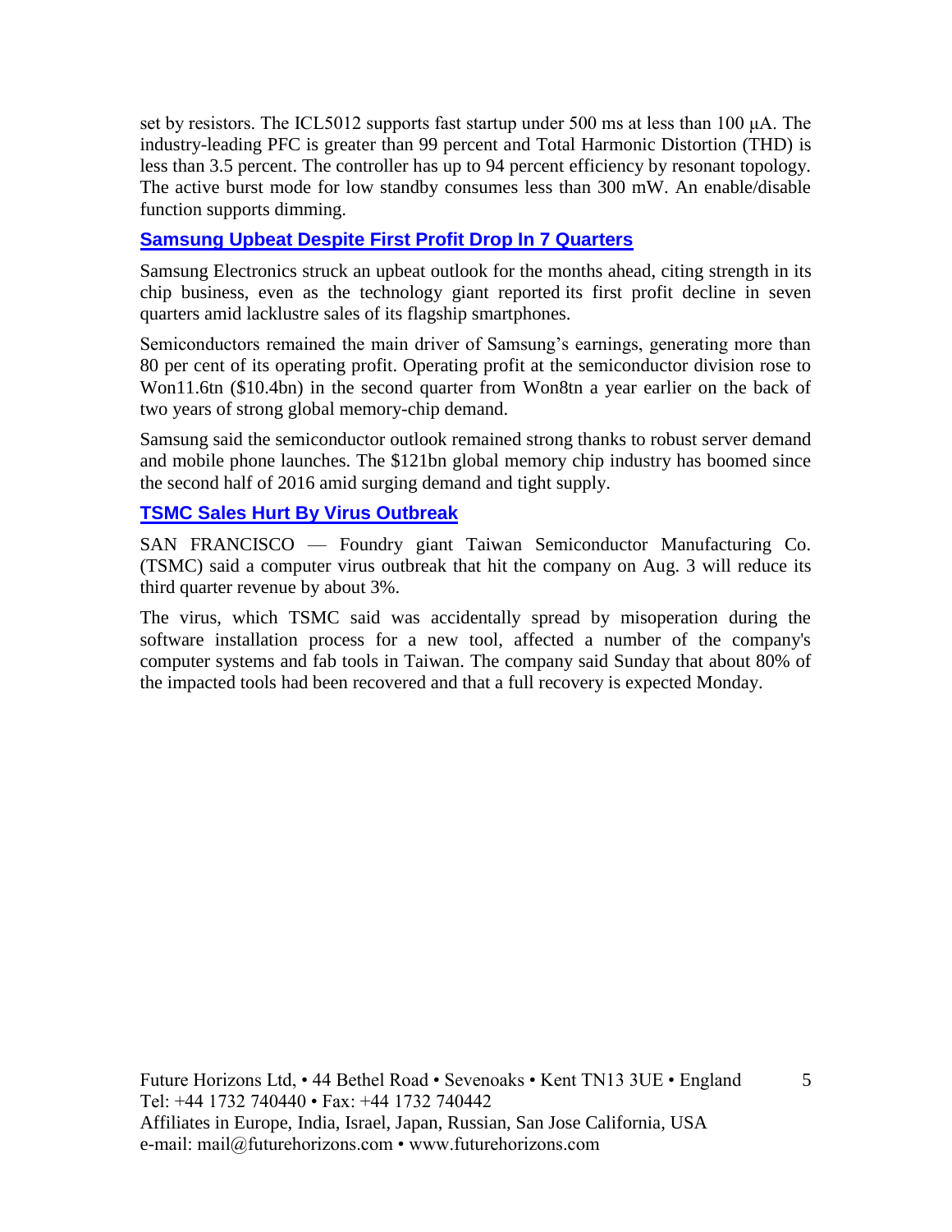set by resistors. The ICL5012 supports fast startup under 500 ms at less than 100 µA. The industry-leading PFC is greater than 99 percent and Total Harmonic Distortion (THD) is less than 3.5 percent. The controller has up to 94 percent efficiency by resonant topology. The active burst mode for low standby consumes less than 300 mW. An enable/disable function supports dimming.

### Samsung Upbeat Despite First Profit Drop In 7 Quarters

Samsung Electronics struck an upbeat outlook for the months ahead, citing strength in its chip business, even as the technology giant reported its first profit decline in seven quarters amid lacklustre sales of its flagship smartphones.

Semiconductors remained the main driver of Samsung's earnings, generating more than 80 per cent of its operating profit. Operating profit at the semiconductor division rose to Won11.6tn ($10.4bn) in the second quarter from Won8tn a year earlier on the back of two years of strong global memory-chip demand.

Samsung said the semiconductor outlook remained strong thanks to robust server demand and mobile phone launches. The $121bn global memory chip industry has boomed since the second half of 2016 amid surging demand and tight supply.

### TSMC Sales Hurt By Virus Outbreak

SAN FRANCISCO — Foundry giant Taiwan Semiconductor Manufacturing Co. (TSMC) said a computer virus outbreak that hit the company on Aug. 3 will reduce its third quarter revenue by about 3%.

The virus, which TSMC said was accidentally spread by misoperation during the software installation process for a new tool, affected a number of the company's computer systems and fab tools in Taiwan. The company said Sunday that about 80% of the impacted tools had been recovered and that a full recovery is expected Monday.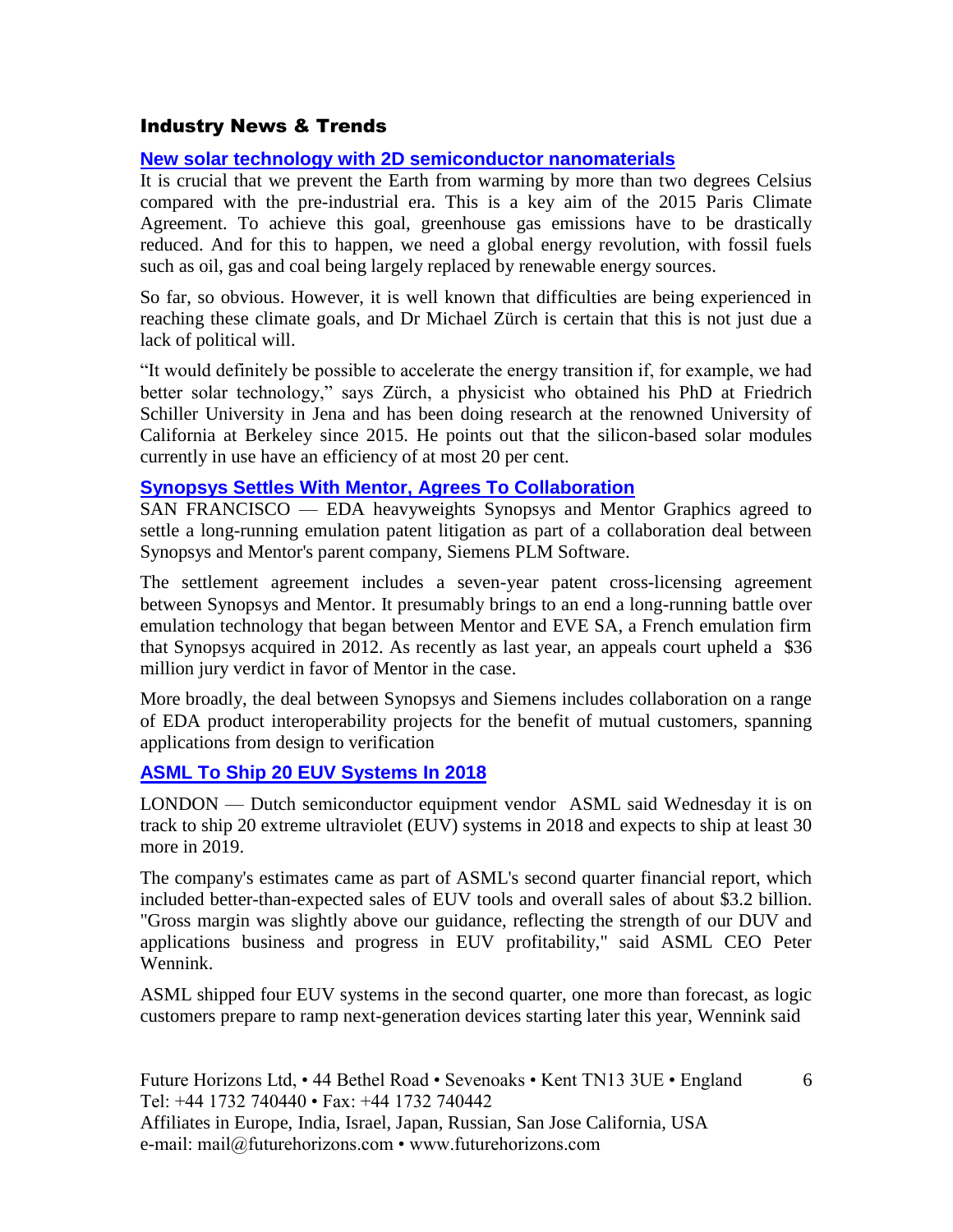## Industry News & Trends

### New solar technology with 2D semiconductor nanomaterials

It is crucial that we prevent the Earth from warming by more than two degrees Celsius compared with the pre-industrial era. This is a key aim of the 2015 Paris Climate Agreement. To achieve this goal, greenhouse gas emissions have to be drastically reduced. And for this to happen, we need a global energy revolution, with fossil fuels such as oil, gas and coal being largely replaced by renewable energy sources.

So far, so obvious. However, it is well known that difficulties are being experienced in reaching these climate goals, and Dr Michael Zürch is certain that this is not just due a lack of political will.

"It would definitely be possible to accelerate the energy transition if, for example, we had better solar technology," says Zürch, a physicist who obtained his PhD at Friedrich Schiller University in Jena and has been doing research at the renowned University of California at Berkeley since 2015. He points out that the silicon-based solar modules currently in use have an efficiency of at most 20 per cent.

### Synopsys Settles With Mentor, Agrees To Collaboration

SAN FRANCISCO — EDA heavyweights Synopsys and Mentor Graphics agreed to settle a long-running emulation patent litigation as part of a collaboration deal between Synopsys and Mentor's parent company, Siemens PLM Software.

The settlement agreement includes a seven-year patent cross-licensing agreement between Synopsys and Mentor. It presumably brings to an end a long-running battle over emulation technology that began between Mentor and EVE SA, a French emulation firm that Synopsys acquired in 2012. As recently as last year, an appeals court upheld a $36 million jury verdict in favor of Mentor in the case.

More broadly, the deal between Synopsys and Siemens includes collaboration on a range of EDA product interoperability projects for the benefit of mutual customers, spanning applications from design to verification

### ASML To Ship 20 EUV Systems In 2018

LONDON — Dutch semiconductor equipment vendor ASML said Wednesday it is on track to ship 20 extreme ultraviolet (EUV) systems in 2018 and expects to ship at least 30 more in 2019.

The company's estimates came as part of ASML's second quarter financial report, which included better-than-expected sales of EUV tools and overall sales of about $3.2 billion. "Gross margin was slightly above our guidance, reflecting the strength of our DUV and applications business and progress in EUV profitability," said ASML CEO Peter Wennink.

ASML shipped four EUV systems in the second quarter, one more than forecast, as logic customers prepare to ramp next-generation devices starting later this year, Wennink said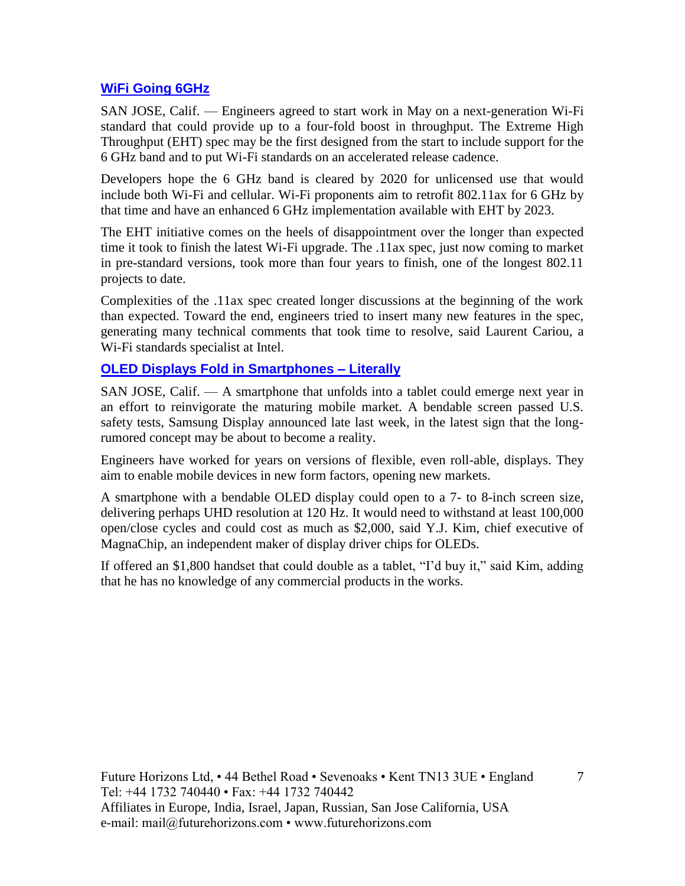## [WiFi Going 6GHz]

SAN JOSE, Calif. — Engineers agreed to start work in May on a next-generation Wi-Fi standard that could provide up to a four-fold boost in throughput. The Extreme High Throughput (EHT) spec may be the first designed from the start to include support for the 6 GHz band and to put Wi-Fi standards on an accelerated release cadence.

Developers hope the 6 GHz band is cleared by 2020 for unlicensed use that would include both Wi-Fi and cellular. Wi-Fi proponents aim to retrofit 802.11ax for 6 GHz by that time and have an enhanced 6 GHz implementation available with EHT by 2023.

The EHT initiative comes on the heels of disappointment over the longer than expected time it took to finish the latest Wi-Fi upgrade. The .11ax spec, just now coming to market in pre-standard versions, took more than four years to finish, one of the longest 802.11 projects to date.

Complexities of the .11ax spec created longer discussions at the beginning of the work than expected. Toward the end, engineers tried to insert many new features in the spec, generating many technical comments that took time to resolve, said Laurent Cariou, a Wi-Fi standards specialist at Intel.

## [OLED Displays Fold in Smartphones – Literally]

SAN JOSE, Calif. — A smartphone that unfolds into a tablet could emerge next year in an effort to reinvigorate the maturing mobile market. A bendable screen passed U.S. safety tests, Samsung Display announced late last week, in the latest sign that the long-rumored concept may be about to become a reality.

Engineers have worked for years on versions of flexible, even roll-able, displays. They aim to enable mobile devices in new form factors, opening new markets.

A smartphone with a bendable OLED display could open to a 7- to 8-inch screen size, delivering perhaps UHD resolution at 120 Hz. It would need to withstand at least 100,000 open/close cycles and could cost as much as $2,000, said Y.J. Kim, chief executive of MagnaChip, an independent maker of display driver chips for OLEDs.

If offered an $1,800 handset that could double as a tablet, "I'd buy it," said Kim, adding that he has no knowledge of any commercial products in the works.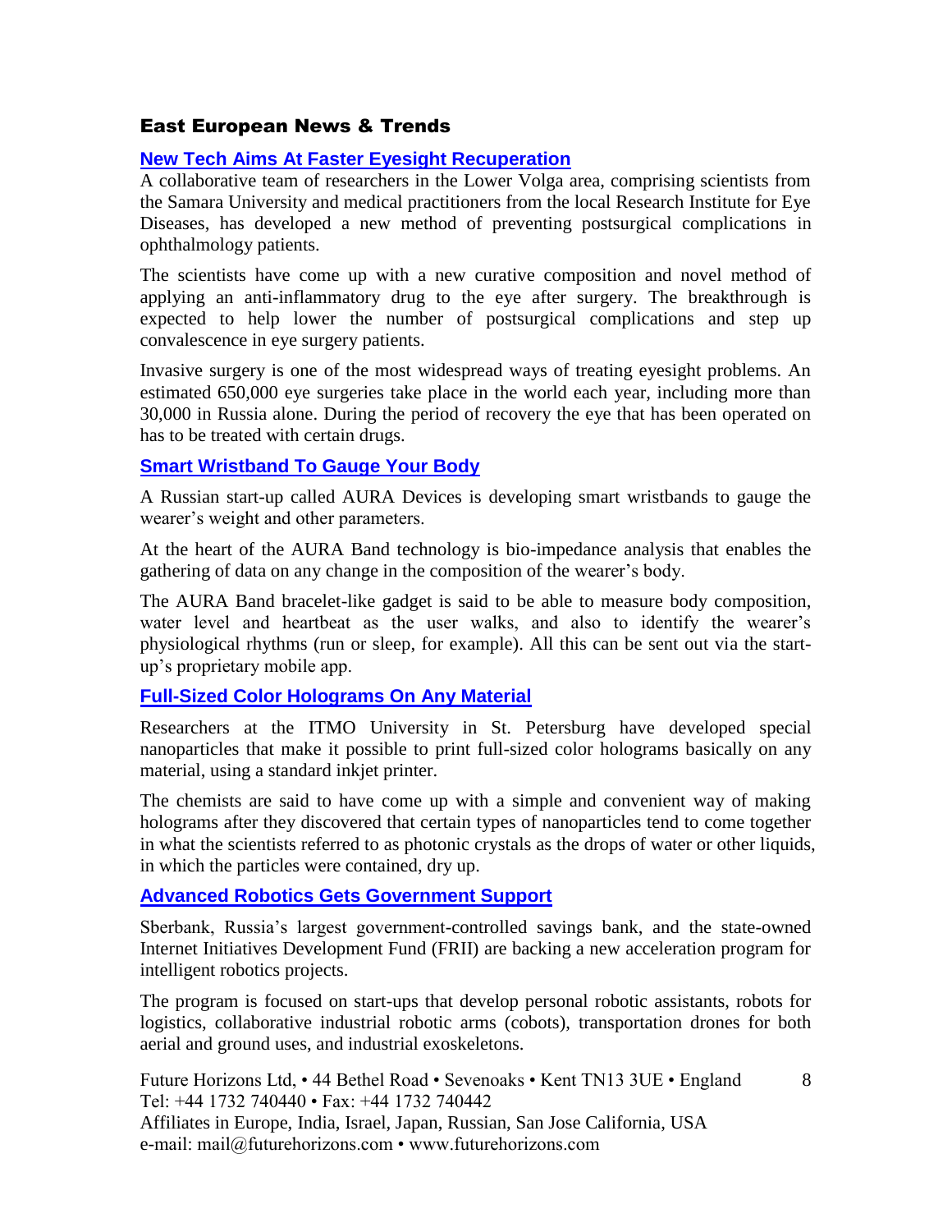## East European News & Trends

### New Tech Aims At Faster Eyesight Recuperation

A collaborative team of researchers in the Lower Volga area, comprising scientists from the Samara University and medical practitioners from the local Research Institute for Eye Diseases, has developed a new method of preventing postsurgical complications in ophthalmology patients.

The scientists have come up with a new curative composition and novel method of applying an anti-inflammatory drug to the eye after surgery. The breakthrough is expected to help lower the number of postsurgical complications and step up convalescence in eye surgery patients.

Invasive surgery is one of the most widespread ways of treating eyesight problems. An estimated 650,000 eye surgeries take place in the world each year, including more than 30,000 in Russia alone. During the period of recovery the eye that has been operated on has to be treated with certain drugs.

### Smart Wristband To Gauge Your Body

A Russian start-up called AURA Devices is developing smart wristbands to gauge the wearer's weight and other parameters.

At the heart of the AURA Band technology is bio-impedance analysis that enables the gathering of data on any change in the composition of the wearer's body.

The AURA Band bracelet-like gadget is said to be able to measure body composition, water level and heartbeat as the user walks, and also to identify the wearer's physiological rhythms (run or sleep, for example). All this can be sent out via the start-up's proprietary mobile app.

### Full-Sized Color Holograms On Any Material

Researchers at the ITMO University in St. Petersburg have developed special nanoparticles that make it possible to print full-sized color holograms basically on any material, using a standard inkjet printer.

The chemists are said to have come up with a simple and convenient way of making holograms after they discovered that certain types of nanoparticles tend to come together in what the scientists referred to as photonic crystals as the drops of water or other liquids, in which the particles were contained, dry up.

### Advanced Robotics Gets Government Support

Sberbank, Russia's largest government-controlled savings bank, and the state-owned Internet Initiatives Development Fund (FRII) are backing a new acceleration program for intelligent robotics projects.

The program is focused on start-ups that develop personal robotic assistants, robots for logistics, collaborative industrial robotic arms (cobots), transportation drones for both aerial and ground uses, and industrial exoskeletons.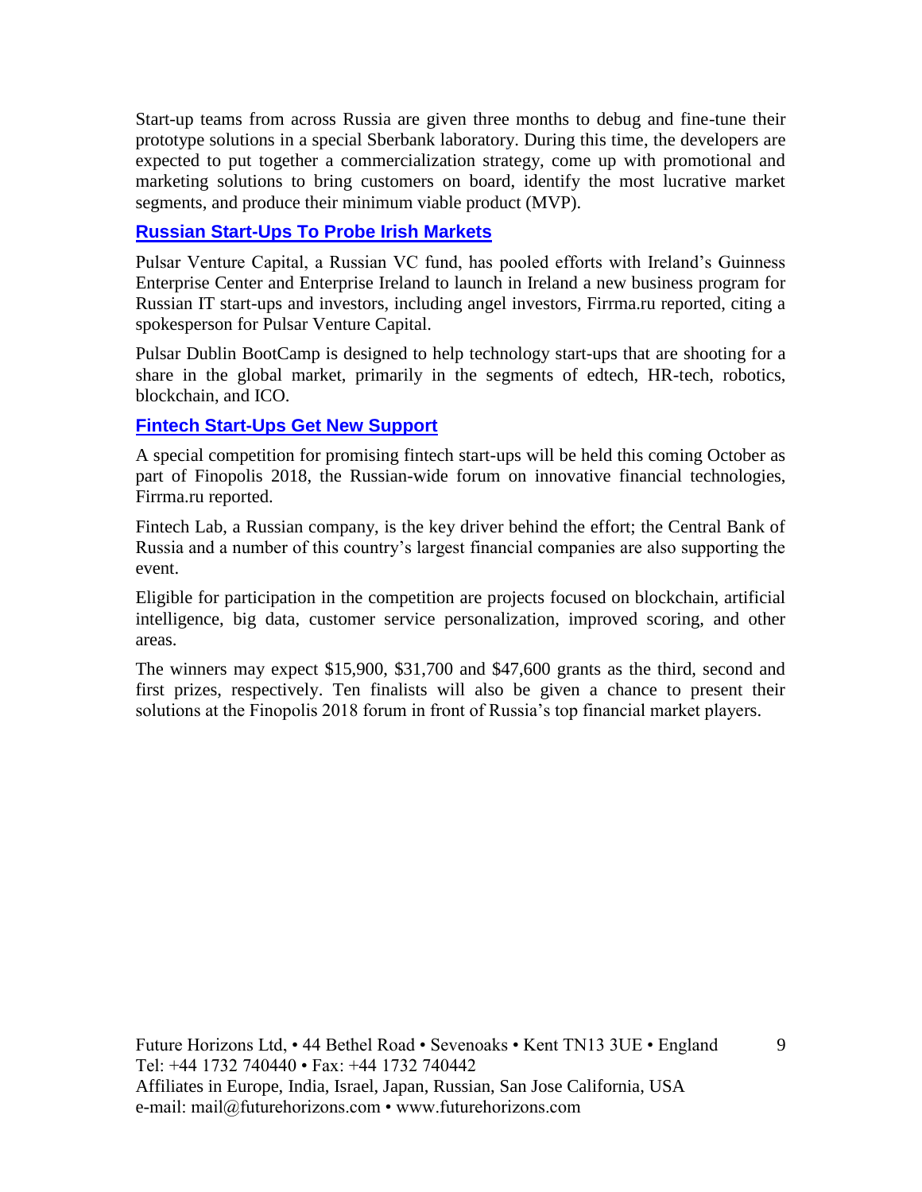Start-up teams from across Russia are given three months to debug and fine-tune their prototype solutions in a special Sberbank laboratory. During this time, the developers are expected to put together a commercialization strategy, come up with promotional and marketing solutions to bring customers on board, identify the most lucrative market segments, and produce their minimum viable product (MVP).

### Russian Start-Ups To Probe Irish Markets

Pulsar Venture Capital, a Russian VC fund, has pooled efforts with Ireland's Guinness Enterprise Center and Enterprise Ireland to launch in Ireland a new business program for Russian IT start-ups and investors, including angel investors, Firrma.ru reported, citing a spokesperson for Pulsar Venture Capital.

Pulsar Dublin BootCamp is designed to help technology start-ups that are shooting for a share in the global market, primarily in the segments of edtech, HR-tech, robotics, blockchain, and ICO.

### Fintech Start-Ups Get New Support

A special competition for promising fintech start-ups will be held this coming October as part of Finopolis 2018, the Russian-wide forum on innovative financial technologies, Firrma.ru reported.

Fintech Lab, a Russian company, is the key driver behind the effort; the Central Bank of Russia and a number of this country's largest financial companies are also supporting the event.

Eligible for participation in the competition are projects focused on blockchain, artificial intelligence, big data, customer service personalization, improved scoring, and other areas.

The winners may expect $15,900, $31,700 and $47,600 grants as the third, second and first prizes, respectively. Ten finalists will also be given a chance to present their solutions at the Finopolis 2018 forum in front of Russia's top financial market players.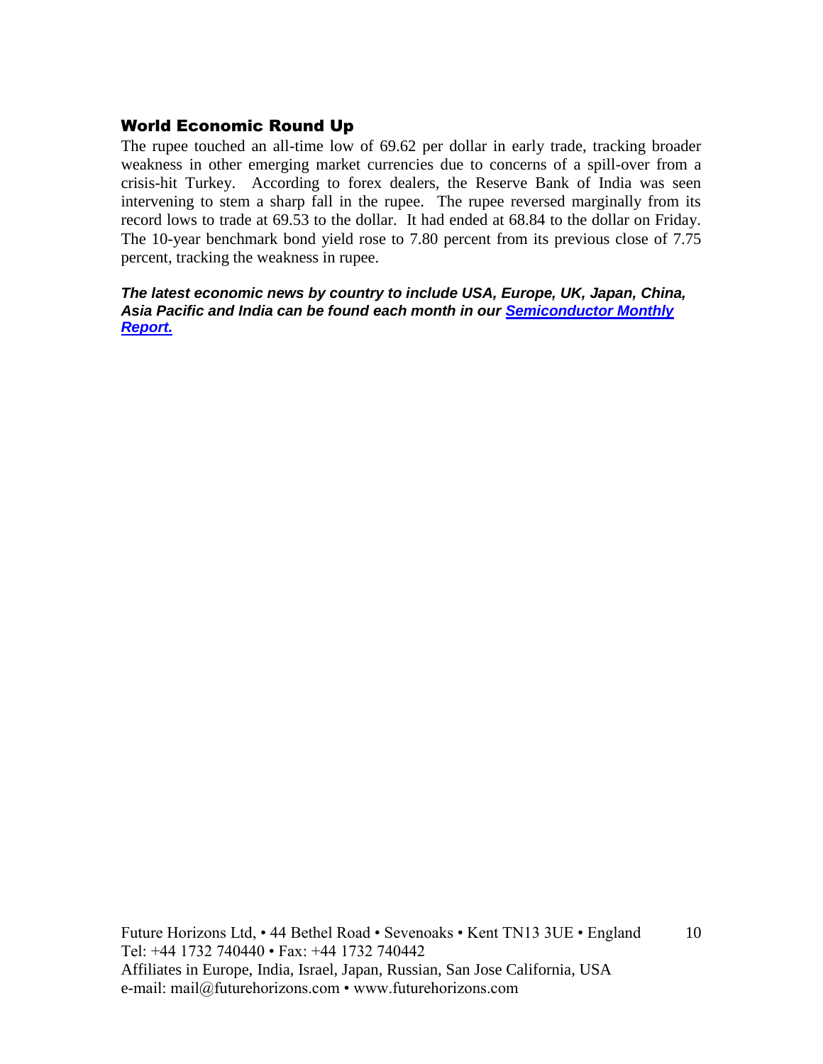## World Economic Round Up

The rupee touched an all-time low of 69.62 per dollar in early trade, tracking broader weakness in other emerging market currencies due to concerns of a spill-over from a crisis-hit Turkey. According to forex dealers, the Reserve Bank of India was seen intervening to stem a sharp fall in the rupee. The rupee reversed marginally from its record lows to trade at 69.53 to the dollar. It had ended at 68.84 to the dollar on Friday. The 10-year benchmark bond yield rose to 7.80 percent from its previous close of 7.75 percent, tracking the weakness in rupee.

***The latest economic news by country to include USA, Europe, UK, Japan, China, Asia Pacific and India can be found each month in our [Semiconductor Monthly Report.](#)***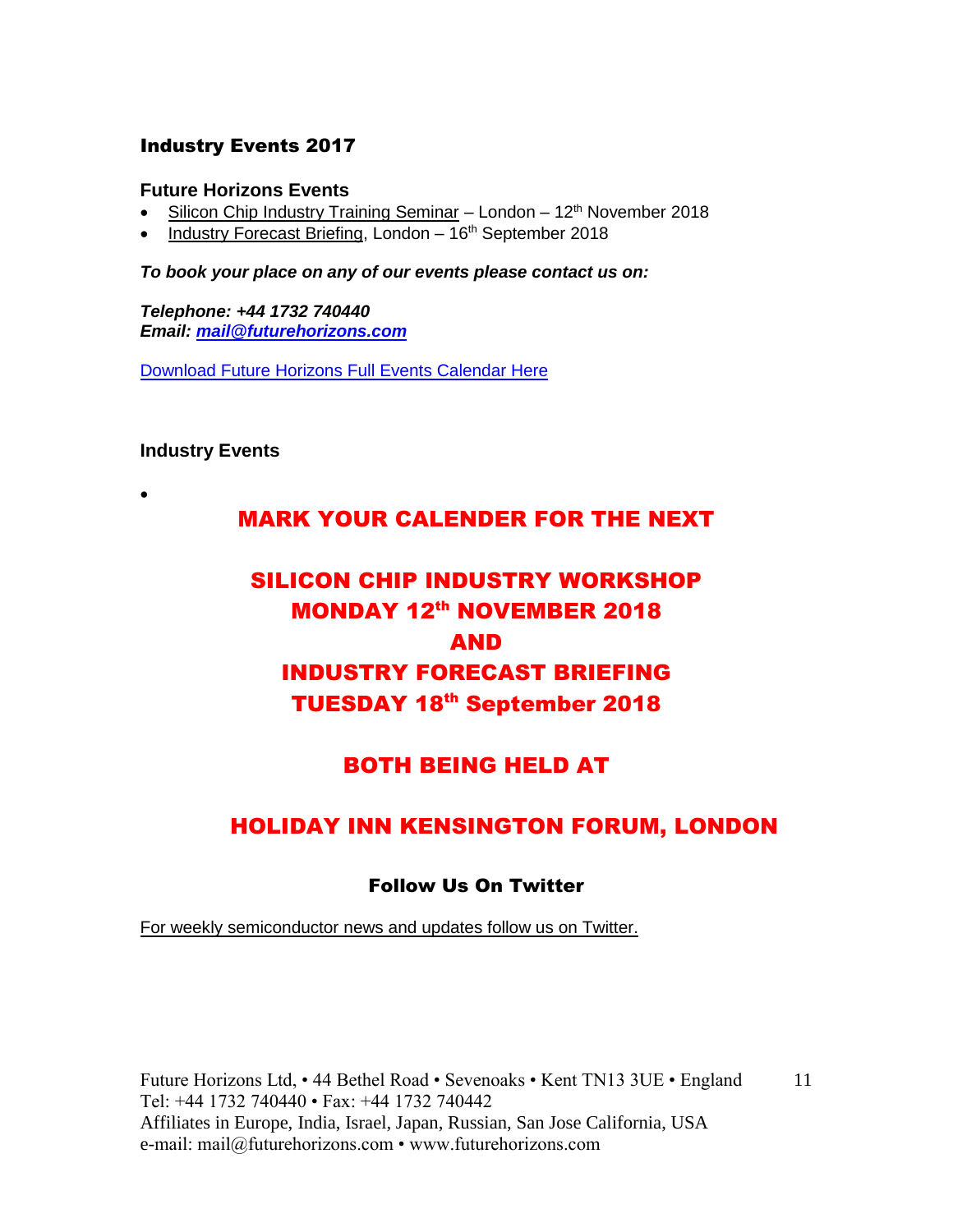## Industry Events 2017

### Future Horizons Events

- Silicon Chip Industry Training Seminar – London – 12th November 2018
- Industry Forecast Briefing, London – 16th September 2018

***To book your place on any of our events please contact us on:***

***Telephone: +44 1732 740440***
***Email: mail@futurehorizons.com***

Download Future Horizons Full Events Calendar Here

### Industry Events

-

**MARK YOUR CALENDER FOR THE NEXT**

**SILICON CHIP INDUSTRY WORKSHOP**
**MONDAY 12th NOVEMBER 2018**
**AND**
**INDUSTRY FORECAST BRIEFING**
**TUESDAY 18th September 2018**

**BOTH BEING HELD AT**

**HOLIDAY INN KENSINGTON FORUM, LONDON**

**Follow Us On Twitter**

For weekly semiconductor news and updates follow us on Twitter.

Future Horizons Ltd, • 44 Bethel Road • Sevenoaks • Kent TN13 3UE • England
Tel: +44 1732 740440 • Fax: +44 1732 740442
Affiliates in Europe, India, Israel, Japan, Russian, San Jose California, USA
e-mail: mail@futurehorizons.com • www.futurehorizons.com